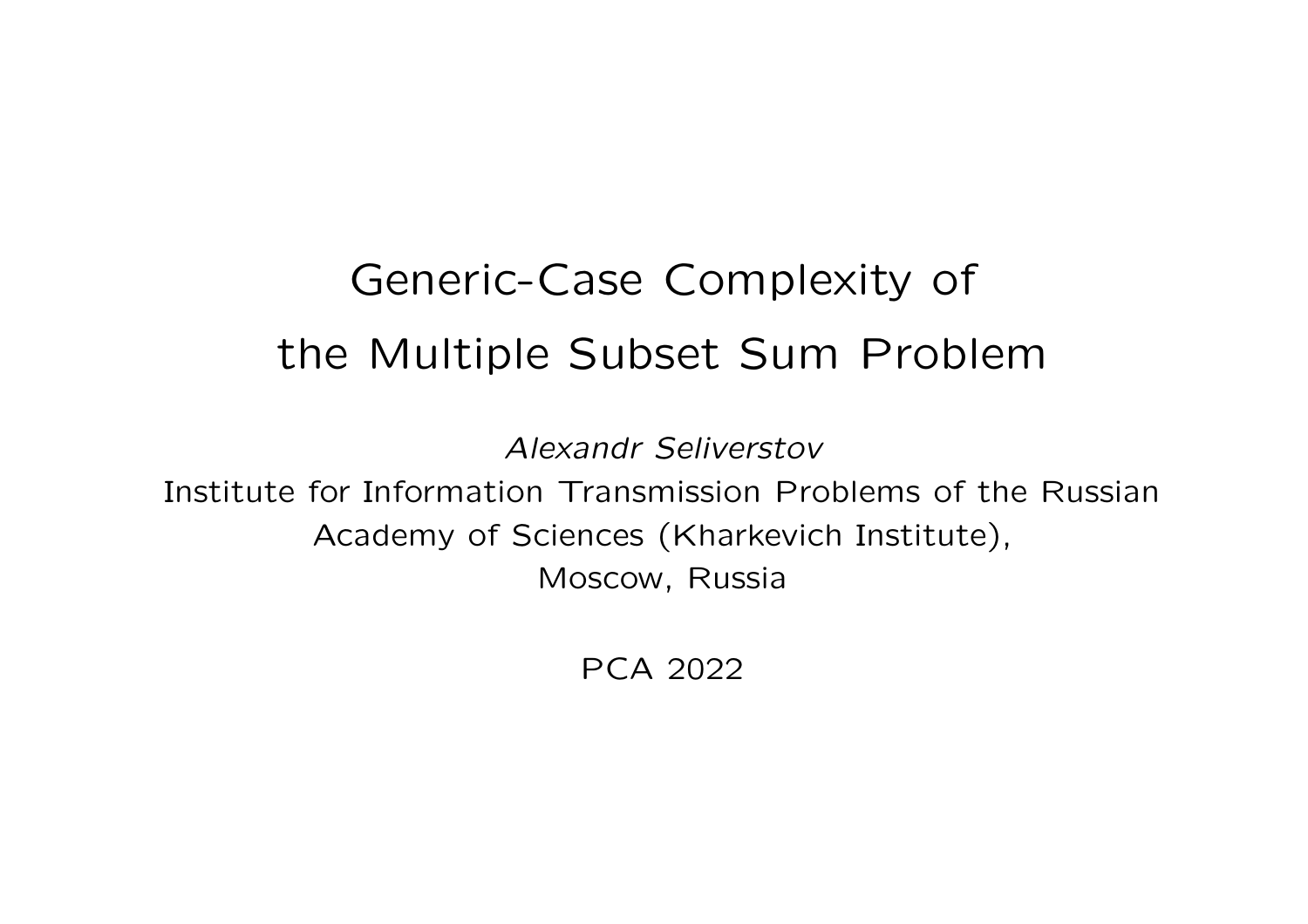# Generic-Case Complexity of the Multiple Subset Sum Problem

*Alexandr Seliverstov*

Institute for Information Transmission Problems of the Russian Academy of Sciences (Kharkevich Institute), Moscow, Russia

PCA 2022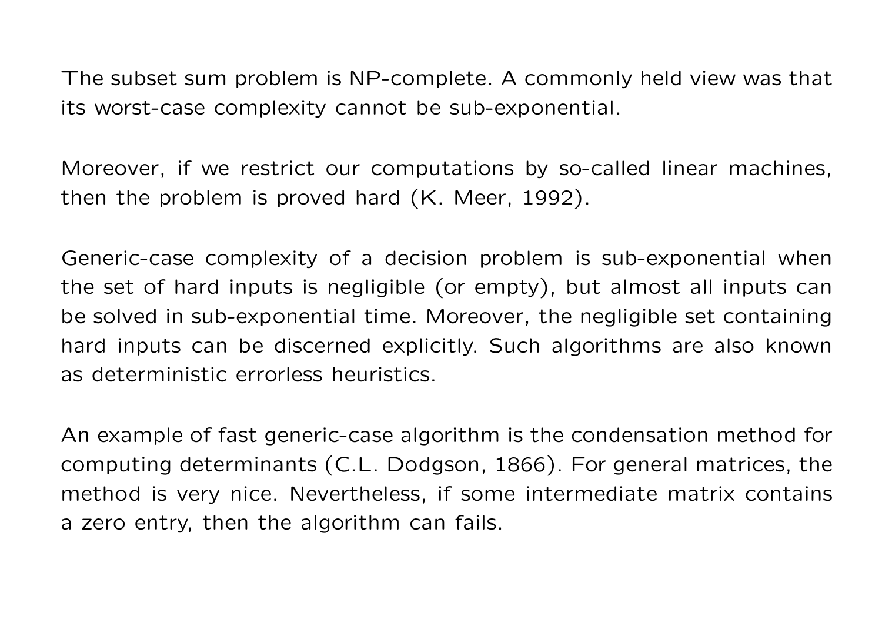The subset sum problem is NP-complete. A commonly held view was that its worst-case complexity cannot be sub-exponential.

Moreover, if we restrict our computations by so-called linear machines, then the problem is proved hard (K. Meer, 1992).

Generic-case complexity of a decision problem is sub-exponential when the set of hard inputs is negligible (or empty), but almost all inputs can be solved in sub-exponential time. Moreover, the negligible set containing hard inputs can be discerned explicitly. Such algorithms are also known as deterministic errorless heuristics.

An example of fast generic-case algorithm is the condensation method for computing determinants (C.L. Dodgson, 1866). For general matrices, the method is very nice. Nevertheless, if some intermediate matrix contains a zero entry, then the algorithm can fails.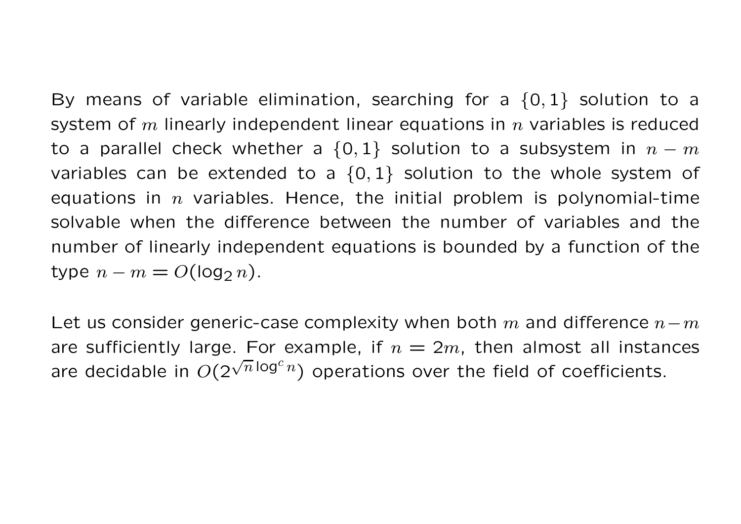By means of variable elimination, searching for a $\{0, 1\}$ solution to a system of $m$ linearly independent linear equations in $n$ variables is reduced to a parallel check whether a $\{0, 1\}$ solution to a subsystem in $n - m$ variables can be extended to a $\{0, 1\}$ solution to the whole system of equations in $n$ variables. Hence, the initial problem is polynomial-time solvable when the difference between the number of variables and the number of linearly independent equations is bounded by a function of the type $n - m = O(\log_2 n)$.

Let us consider generic-case complexity when both $m$ and difference $n - m$ are sufficiently large. For example, if $n = 2m$, then almost all instances are decidable in $O(2^{\sqrt{n}\log^c n})$ operations over the field of coefficients.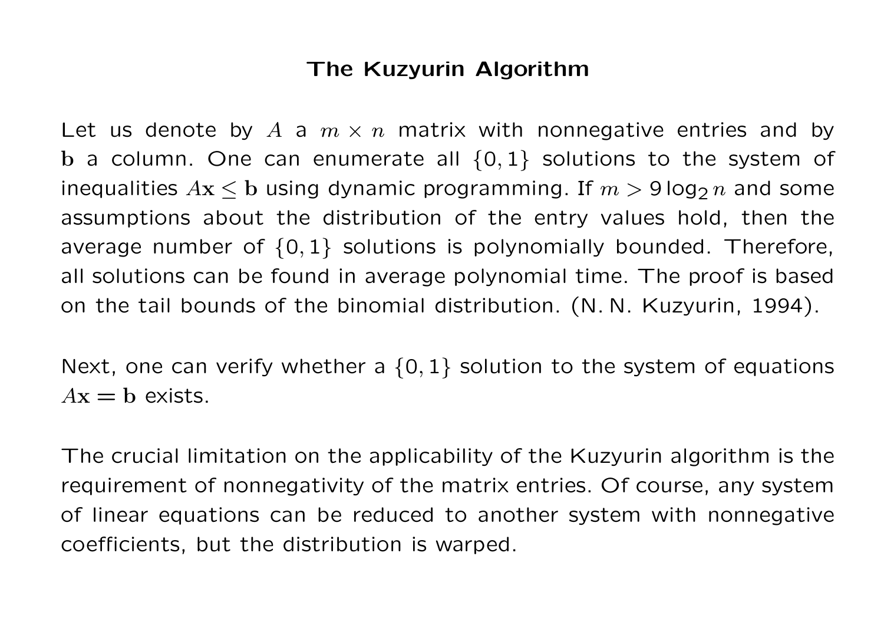# The Kuzyurin Algorithm

Let us denote by $A$ a $m \times n$ matrix with nonnegative entries and by $\mathbf{b}$ a column. One can enumerate all $\{0,1\}$ solutions to the system of inequalities $A\mathbf{x} \leq \mathbf{b}$ using dynamic programming. If $m > 9 \log_2 n$ and some assumptions about the distribution of the entry values hold, then the average number of $\{0,1\}$ solutions is polynomially bounded. Therefore, all solutions can be found in average polynomial time. The proof is based on the tail bounds of the binomial distribution. (N. N. Kuzyurin, 1994).

Next, one can verify whether a $\{0,1\}$ solution to the system of equations $A\mathbf{x} = \mathbf{b}$ exists.

The crucial limitation on the applicability of the Kuzyurin algorithm is the requirement of nonnegativity of the matrix entries. Of course, any system of linear equations can be reduced to another system with nonnegative coefficients, but the distribution is warped.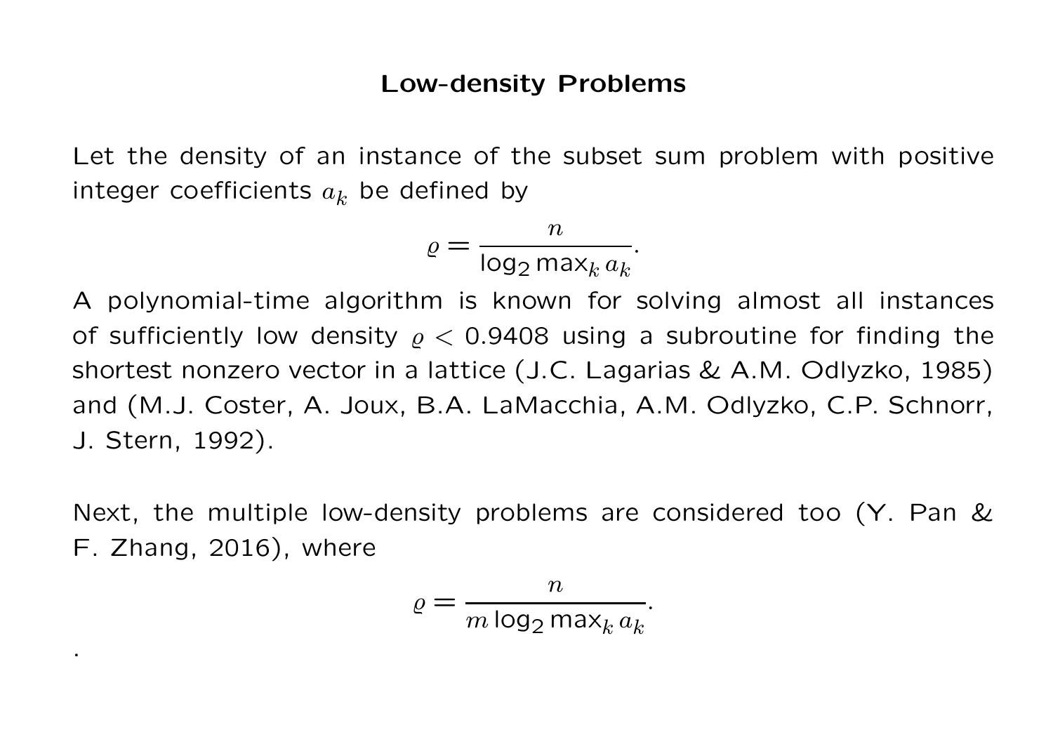## Low-density Problems

Let the density of an instance of the subset sum problem with positive integer coefficients $a_k$ be defined by

$$\varrho = \frac{n}{\log_2 \max_k a_k}.$$

A polynomial-time algorithm is known for solving almost all instances of sufficiently low density $\varrho < 0.9408$ using a subroutine for finding the shortest nonzero vector in a lattice (J.C. Lagarias & A.M. Odlyzko, 1985) and (M.J. Coster, A. Joux, B.A. LaMacchia, A.M. Odlyzko, C.P. Schnorr, J. Stern, 1992).

Next, the multiple low-density problems are considered too (Y. Pan & F. Zhang, 2016), where

$$\varrho = \frac{n}{m \log_2 \max_k a_k}.$$

.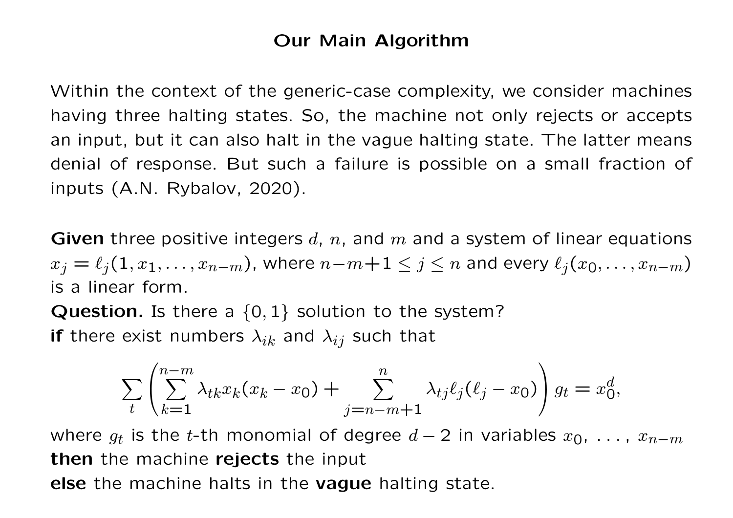# Our Main Algorithm

Within the context of the generic-case complexity, we consider machines having three halting states. So, the machine not only rejects or accepts an input, but it can also halt in the vague halting state. The latter means denial of response. But such a failure is possible on a small fraction of inputs (A.N. Rybalov, 2020).

**Given** three positive integers $d$, $n$, and $m$ and a system of linear equations $x_j = \ell_j(1, x_1, \ldots, x_{n-m})$, where $n-m+1 \leq j \leq n$ and every $\ell_j(x_0, \ldots, x_{n-m})$ is a linear form.

**Question.** Is there a $\{0, 1\}$ solution to the system?

**if** there exist numbers $\lambda_{ik}$ and $\lambda_{ij}$ such that

$$\sum_t \left( \sum_{k=1}^{n-m} \lambda_{tk} x_k (x_k - x_0) + \sum_{j=n-m+1}^{n} \lambda_{tj} \ell_j (\ell_j - x_0) \right) g_t = x_0^d,$$

where $g_t$ is the $t$-th monomial of degree $d-2$ in variables $x_0$, ..., $x_{n-m}$

**then** the machine **rejects** the input

**else** the machine halts in the **vague** halting state.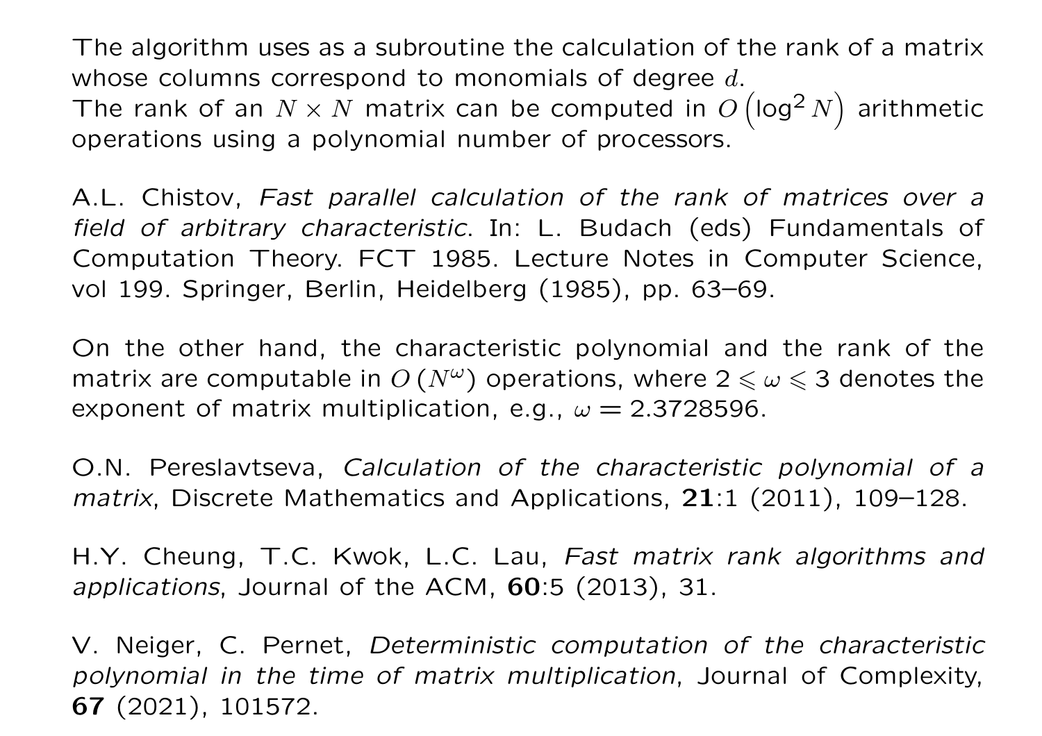The algorithm uses as a subroutine the calculation of the rank of a matrix whose columns correspond to monomials of degree $d$.
The rank of an $N \times N$ matrix can be computed in $O\left(\log^2 N\right)$ arithmetic operations using a polynomial number of processors.

A.L. Chistov, *Fast parallel calculation of the rank of matrices over a field of arbitrary characteristic*. In: L. Budach (eds) Fundamentals of Computation Theory. FCT 1985. Lecture Notes in Computer Science, vol 199. Springer, Berlin, Heidelberg (1985), pp. 63–69.

On the other hand, the characteristic polynomial and the rank of the matrix are computable in $O\left(N^{\omega}\right)$ operations, where $2 \leqslant \omega \leqslant 3$ denotes the exponent of matrix multiplication, e.g., $\omega = 2.3728596$.

O.N. Pereslavtseva, *Calculation of the characteristic polynomial of a matrix*, Discrete Mathematics and Applications, **21**:1 (2011), 109–128.

H.Y. Cheung, T.C. Kwok, L.C. Lau, *Fast matrix rank algorithms and applications*, Journal of the ACM, **60**:5 (2013), 31.

V. Neiger, C. Pernet, *Deterministic computation of the characteristic polynomial in the time of matrix multiplication*, Journal of Complexity, **67** (2021), 101572.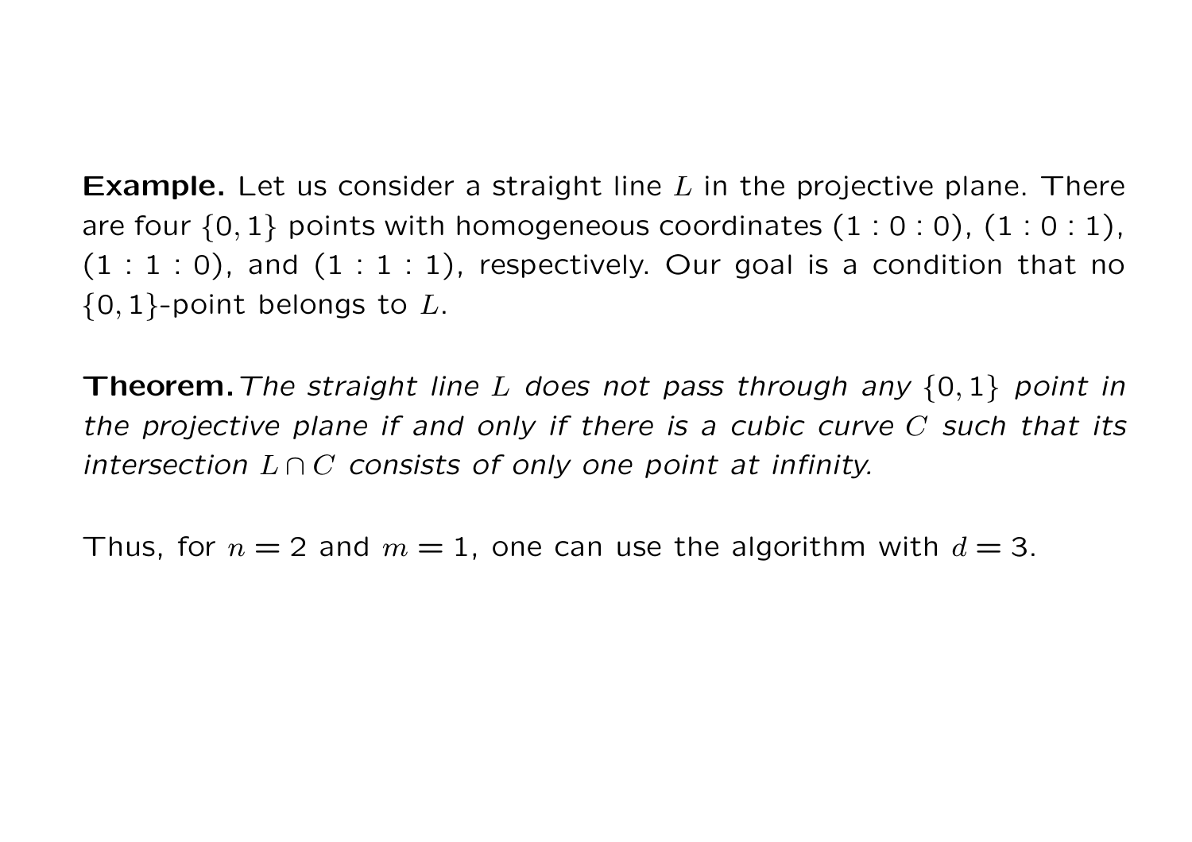**Example.** Let us consider a straight line $L$ in the projective plane. There are four $\{0,1\}$ points with homogeneous coordinates $(1:0:0)$, $(1:0:1)$, $(1:1:0)$, and $(1:1:1)$, respectively. Our goal is a condition that no $\{0,1\}$-point belongs to $L$.

**Theorem.** *The straight line $L$ does not pass through any $\{0,1\}$ point in the projective plane if and only if there is a cubic curve $C$ such that its intersection $L \cap C$ consists of only one point at infinity.*

Thus, for $n = 2$ and $m = 1$, one can use the algorithm with $d = 3$.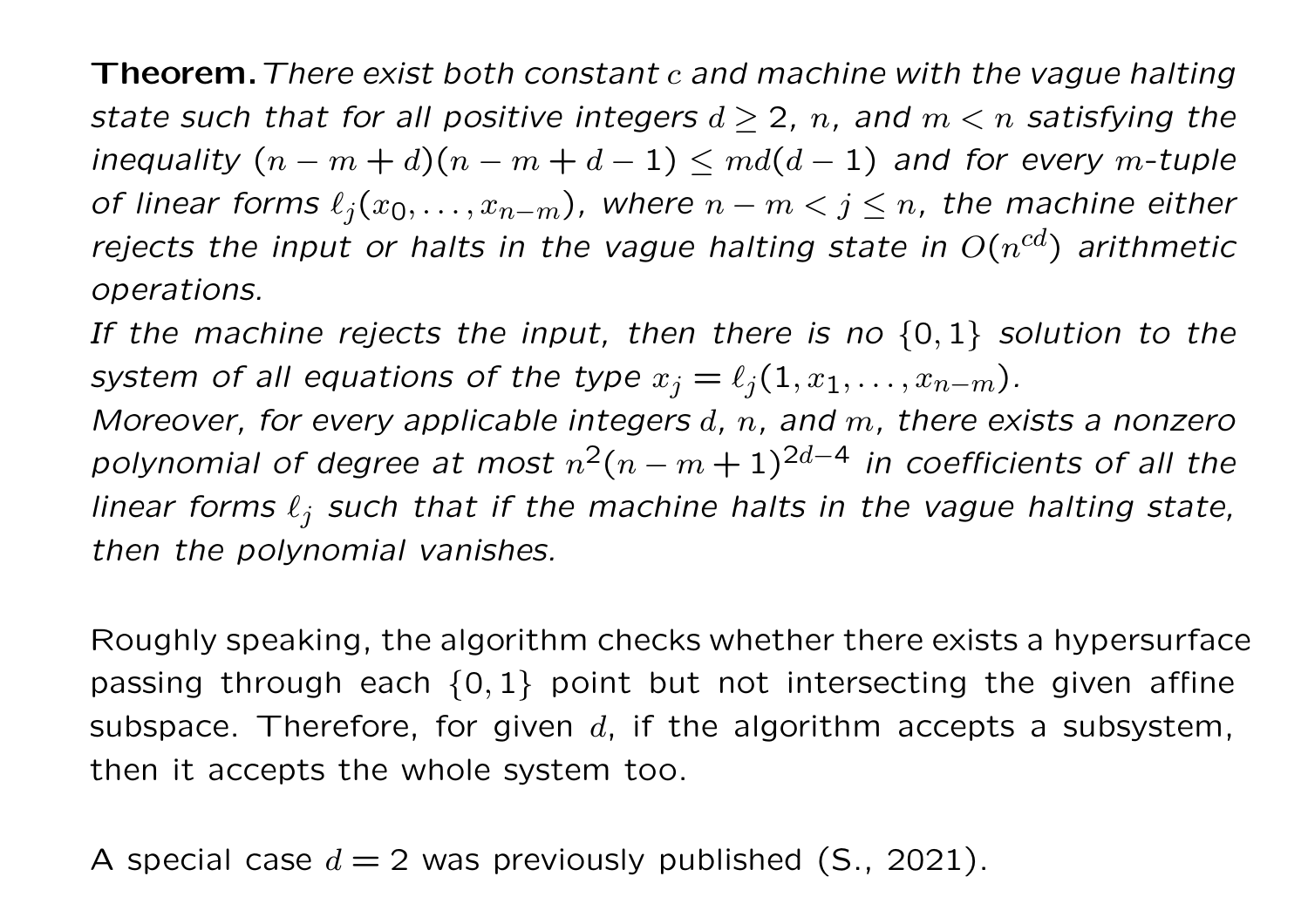**Theorem.** *There exist both constant $c$ and machine with the vague halting state such that for all positive integers $d \geq 2$, $n$, and $m < n$ satisfying the inequality $(n-m+d)(n-m+d-1) \leq md(d-1)$ and for every $m$-tuple of linear forms $\ell_j(x_0, \ldots, x_{n-m})$, where $n-m < j \leq n$, the machine either rejects the input or halts in the vague halting state in $O(n^{cd})$ arithmetic operations.*

*If the machine rejects the input, then there is no $\{0,1\}$ solution to the system of all equations of the type $x_j = \ell_j(1, x_1, \ldots, x_{n-m})$.*

*Moreover, for every applicable integers $d$, $n$, and $m$, there exists a nonzero polynomial of degree at most $n^2(n-m+1)^{2d-4}$ in coefficients of all the linear forms $\ell_j$ such that if the machine halts in the vague halting state, then the polynomial vanishes.*

Roughly speaking, the algorithm checks whether there exists a hypersurface passing through each $\{0,1\}$ point but not intersecting the given affine subspace. Therefore, for given $d$, if the algorithm accepts a subsystem, then it accepts the whole system too.

A special case $d = 2$ was previously published (S., 2021).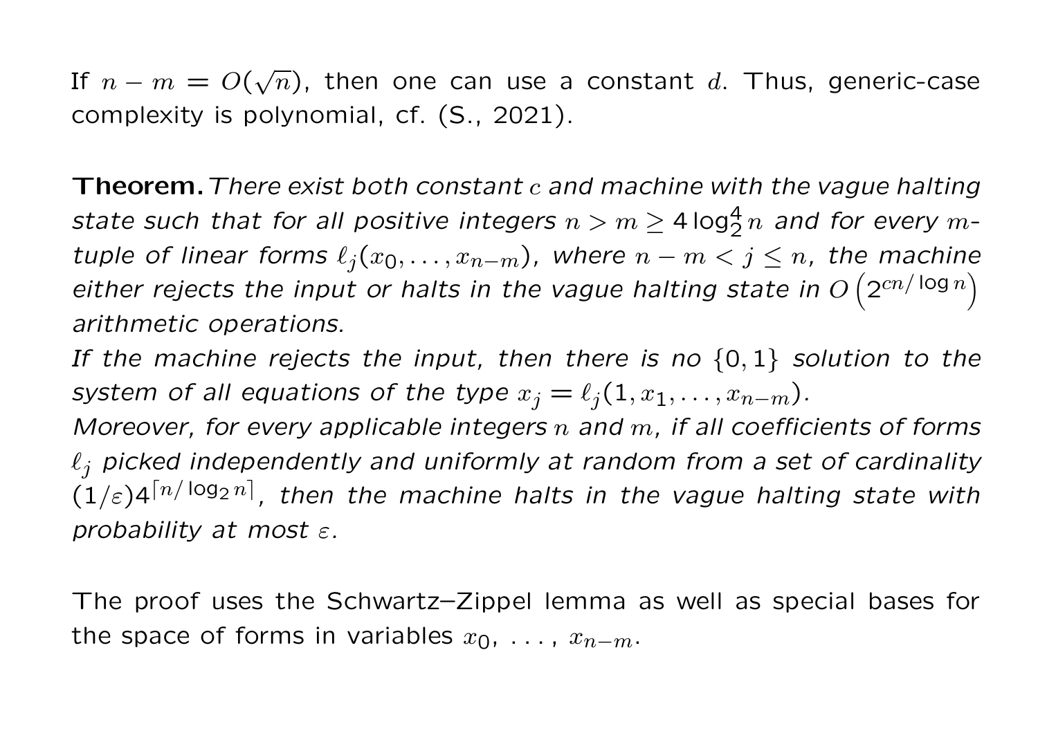If $n - m = O(\sqrt{n})$, then one can use a constant $d$. Thus, generic-case complexity is polynomial, cf. (S., 2021).

**Theorem.** *There exist both constant $c$ and machine with the vague halting state such that for all positive integers $n > m \geq 4\log_2^4 n$ and for every $m$-tuple of linear forms $\ell_j(x_0, \ldots, x_{n-m})$, where $n - m < j \leq n$, the machine either rejects the input or halts in the vague halting state in $O\left(2^{cn/\log n}\right)$ arithmetic operations.*

*If the machine rejects the input, then there is no $\{0, 1\}$ solution to the system of all equations of the type $x_j = \ell_j(1, x_1, \ldots, x_{n-m})$.*

*Moreover, for every applicable integers $n$ and $m$, if all coefficients of forms $\ell_j$ picked independently and uniformly at random from a set of cardinality $(1/\varepsilon)4^{\lceil n/\log_2 n \rceil}$, then the machine halts in the vague halting state with probability at most $\varepsilon$.*

The proof uses the Schwartz–Zippel lemma as well as special bases for the space of forms in variables $x_0$, ..., $x_{n-m}$.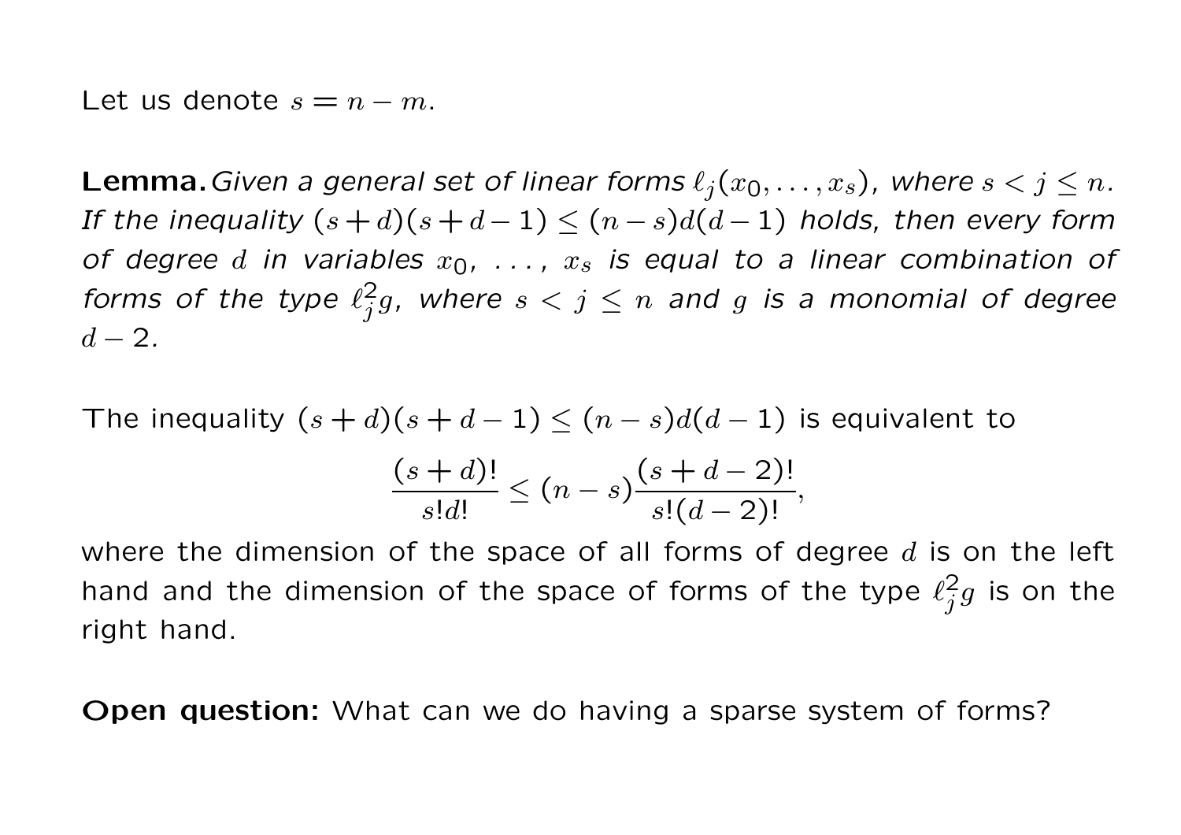Let us denote $s = n - m$.

**Lemma.** *Given a general set of linear forms $\ell_j(x_0, \ldots, x_s)$, where $s < j \leq n$. If the inequality $(s+d)(s+d-1) \leq (n-s)d(d-1)$ holds, then every form of degree $d$ in variables $x_0$, ..., $x_s$ is equal to a linear combination of forms of the type $\ell_j^2 g$, where $s < j \leq n$ and $g$ is a monomial of degree $d-2$.*

The inequality $(s+d)(s+d-1) \leq (n-s)d(d-1)$ is equivalent to

$$\frac{(s+d)!}{s!d!} \leq (n-s)\frac{(s+d-2)!}{s!(d-2)!},$$

where the dimension of the space of all forms of degree $d$ is on the left hand and the dimension of the space of forms of the type $\ell_j^2 g$ is on the right hand.

**Open question:** What can we do having a sparse system of forms?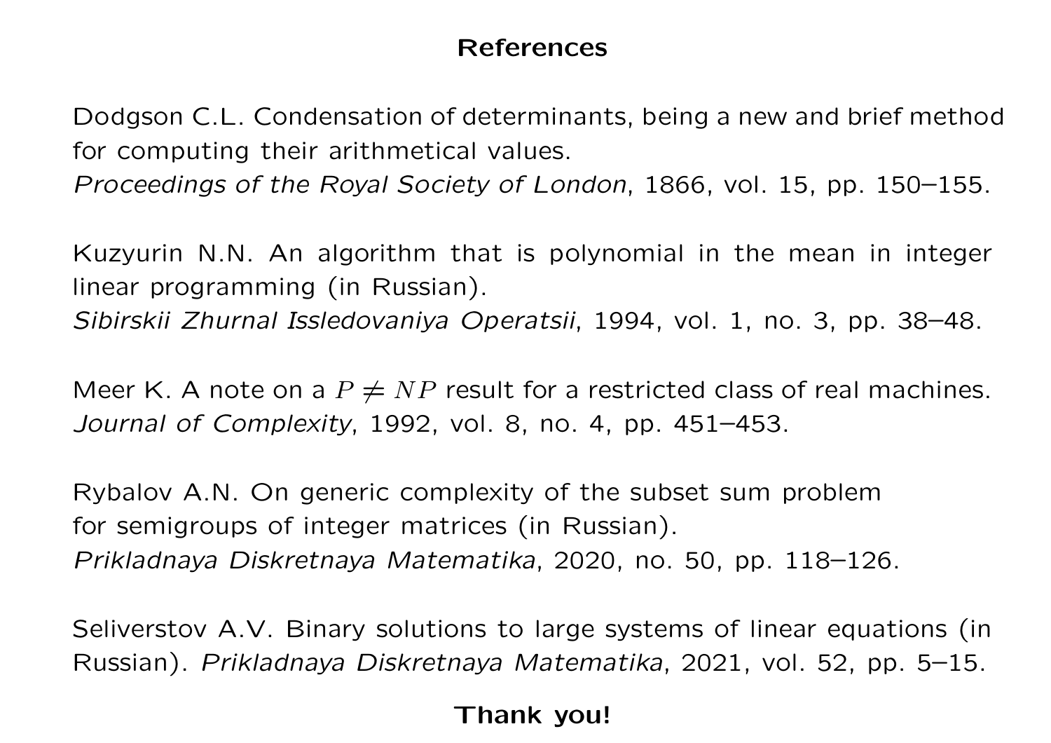# References

Dodgson C.L. Condensation of determinants, being a new and brief method for computing their arithmetical values.
*Proceedings of the Royal Society of London*, 1866, vol. 15, pp. 150–155.

Kuzyurin N.N. An algorithm that is polynomial in the mean in integer linear programming (in Russian).
*Sibirskii Zhurnal Issledovaniya Operatsii*, 1994, vol. 1, no. 3, pp. 38–48.

Meer K. A note on a $P \neq NP$ result for a restricted class of real machines.
*Journal of Complexity*, 1992, vol. 8, no. 4, pp. 451–453.

Rybalov A.N. On generic complexity of the subset sum problem for semigroups of integer matrices (in Russian).
*Prikladnaya Diskretnaya Matematika*, 2020, no. 50, pp. 118–126.

Seliverstov A.V. Binary solutions to large systems of linear equations (in Russian). *Prikladnaya Diskretnaya Matematika*, 2021, vol. 52, pp. 5–15.

**Thank you!**